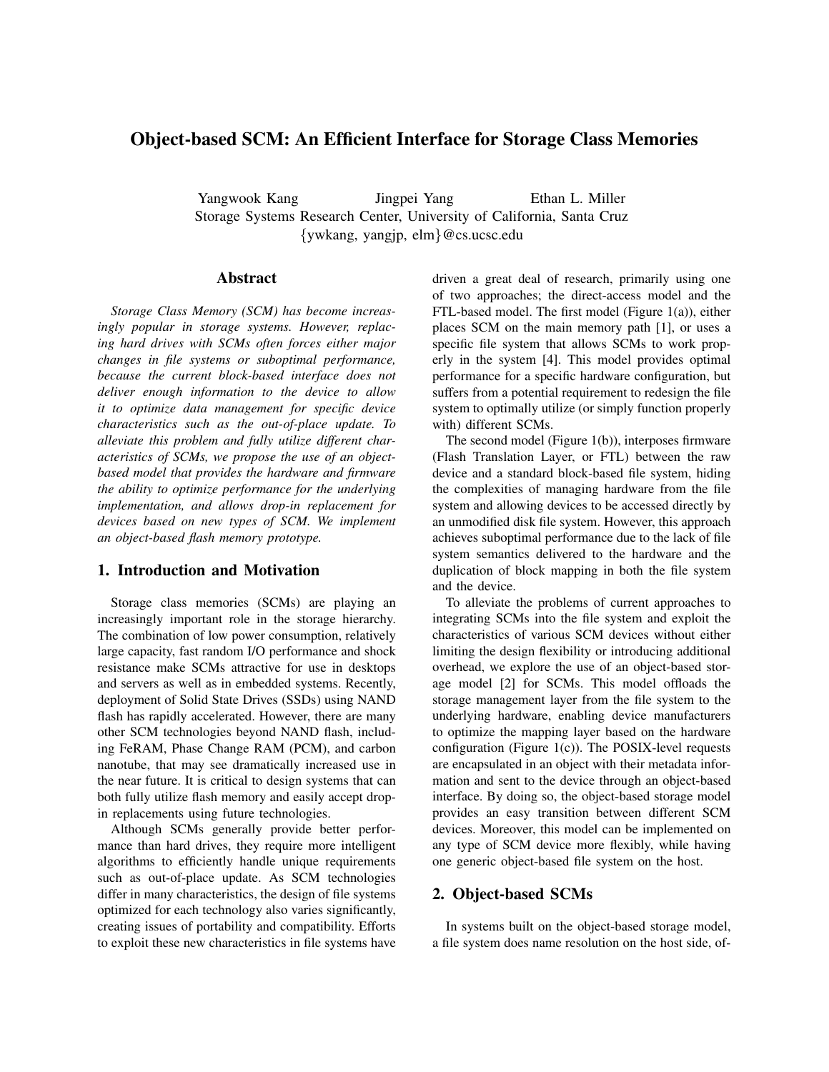# Object-based SCM: An Efficient Interface for Storage Class Memories

Yangwook Kang Jingpei Yang Ethan L. Miller

Storage Systems Research Center, University of California, Santa Cruz

{ywkang, yangjp, elm}@cs.ucsc.edu

## Abstract

*Storage Class Memory (SCM) has become increasingly popular in storage systems. However, replacing hard drives with SCMs often forces either major changes in file systems or suboptimal performance, because the current block-based interface does not deliver enough information to the device to allow it to optimize data management for specific device characteristics such as the out-of-place update. To alleviate this problem and fully utilize different characteristics of SCMs, we propose the use of an object-based model that provides the hardware and firmware the ability to optimize performance for the underlying implementation, and allows drop-in replacement for devices based on new types of SCM. We implement an object-based flash memory prototype.*

## 1. Introduction and Motivation

Storage class memories (SCMs) are playing an increasingly important role in the storage hierarchy. The combination of low power consumption, relatively large capacity, fast random I/O performance and shock resistance make SCMs attractive for use in desktops and servers as well as in embedded systems. Recently, deployment of Solid State Drives (SSDs) using NAND flash has rapidly accelerated. However, there are many other SCM technologies beyond NAND flash, including FeRAM, Phase Change RAM (PCM), and carbon nanotube, that may see dramatically increased use in the near future. It is critical to design systems that can both fully utilize flash memory and easily accept drop-in replacements using future technologies.

Although SCMs generally provide better performance than hard drives, they require more intelligent algorithms to efficiently handle unique requirements such as out-of-place update. As SCM technologies differ in many characteristics, the design of file systems optimized for each technology also varies significantly, creating issues of portability and compatibility. Efforts to exploit these new characteristics in file systems have driven a great deal of research, primarily using one of two approaches; the direct-access model and the FTL-based model. The first model (Figure 1(a)), either places SCM on the main memory path [1], or uses a specific file system that allows SCMs to work properly in the system [4]. This model provides optimal performance for a specific hardware configuration, but suffers from a potential requirement to redesign the file system to optimally utilize (or simply function properly with) different SCMs.

The second model (Figure 1(b)), interposes firmware (Flash Translation Layer, or FTL) between the raw device and a standard block-based file system, hiding the complexities of managing hardware from the file system and allowing devices to be accessed directly by an unmodified disk file system. However, this approach achieves suboptimal performance due to the lack of file system semantics delivered to the hardware and the duplication of block mapping in both the file system and the device.

To alleviate the problems of current approaches to integrating SCMs into the file system and exploit the characteristics of various SCM devices without either limiting the design flexibility or introducing additional overhead, we explore the use of an object-based storage model [2] for SCMs. This model offloads the storage management layer from the file system to the underlying hardware, enabling device manufacturers to optimize the mapping layer based on the hardware configuration (Figure 1(c)). The POSIX-level requests are encapsulated in an object with their metadata information and sent to the device through an object-based interface. By doing so, the object-based storage model provides an easy transition between different SCM devices. Moreover, this model can be implemented on any type of SCM device more flexibly, while having one generic object-based file system on the host.

## 2. Object-based SCMs

In systems built on the object-based storage model, a file system does name resolution on the host side, of-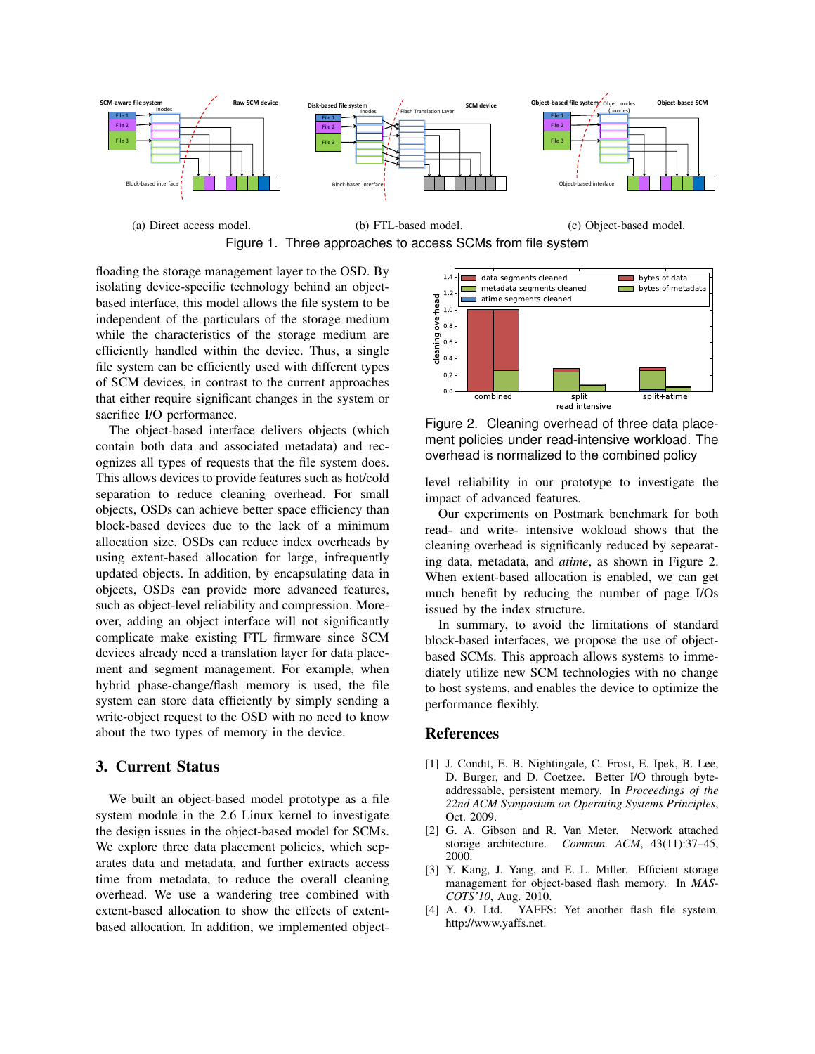SCM-aware file system

Inodes

Raw SCM device

File 1

File 2

File 3

Block-based interface

Disk-based file system

Inodes

Flash Translation Layer

SCM device

File 1

File 2

File 3

Block-based interface

Object-based file system

Object nodes (onodes)

Object-based SCM

File 1

File 2

File 3

Object-based interface

(a) Direct access model.

(b) FTL-based model.

(c) Object-based model.

Figure 1. Three approaches to access SCMs from file system

floading the storage management layer to the OSD. By isolating device-specific technology behind an object-based interface, this model allows the file system to be independent of the particulars of the storage medium while the characteristics of the storage medium are efficiently handled within the device. Thus, a single file system can be efficiently used with different types of SCM devices, in contrast to the current approaches that either require significant changes in the system or sacrifice I/O performance.

The object-based interface delivers objects (which contain both data and associated metadata) and recognizes all types of requests that the file system does. This allows devices to provide features such as hot/cold separation to reduce cleaning overhead. For small objects, OSDs can achieve better space efficiency than block-based devices due to the lack of a minimum allocation size. OSDs can reduce index overheads by using extent-based allocation for large, infrequently updated objects. In addition, by encapsulating data in objects, OSDs can provide more advanced features, such as object-level reliability and compression. Moreover, adding an object interface will not significantly complicate make existing FTL firmware since SCM devices already need a translation layer for data placement and segment management. For example, when hybrid phase-change/flash memory is used, the file system can store data efficiently by simply sending a write-object request to the OSD with no need to know about the two types of memory in the device.

## 3. Current Status

We built an object-based model prototype as a file system module in the 2.6 Linux kernel to investigate the design issues in the object-based model for SCMs. We explore three data placement policies, which separates data and metadata, and further extracts access time from metadata, to reduce the overall cleaning overhead. We use a wandering tree combined with extent-based allocation to show the effects of extent-based allocation. In addition, we implemented object-level reliability in our prototype to investigate the impact of advanced features.

cleaning overhead

1.4

1.2

1.0

0.8

0.6

0.4

0.2

0.0

data segments cleaned

metadata segments cleaned

atime segments cleaned

bytes of data

bytes of metadata

combined

split

split+atime

read intensive

Figure 2. Cleaning overhead of three data placement policies under read-intensive workload. The overhead is normalized to the combined policy

Our experiments on Postmark benchmark for both read- and write- intensive wokload shows that the cleaning overhead is significanly reduced by sepearating data, metadata, and *atime*, as shown in Figure 2. When extent-based allocation is enabled, we can get much benefit by reducing the number of page I/Os issued by the index structure.

In summary, to avoid the limitations of standard block-based interfaces, we propose the use of object-based SCMs. This approach allows systems to immediately utilize new SCM technologies with no change to host systems, and enables the device to optimize the performance flexibly.

## References

[1] J. Condit, E. B. Nightingale, C. Frost, E. Ipek, B. Lee, D. Burger, and D. Coetzee. Better I/O through byte-addressable, persistent memory. In *Proceedings of the 22nd ACM Symposium on Operating Systems Principles*, Oct. 2009.

[2] G. A. Gibson and R. Van Meter. Network attached storage architecture. *Commun. ACM*, 43(11):37–45, 2000.

[3] Y. Kang, J. Yang, and E. L. Miller. Efficient storage management for object-based flash memory. In *MASCOTS'10*, Aug. 2010.

[4] A. O. Ltd. YAFFS: Yet another flash file system. http://www.yaffs.net.